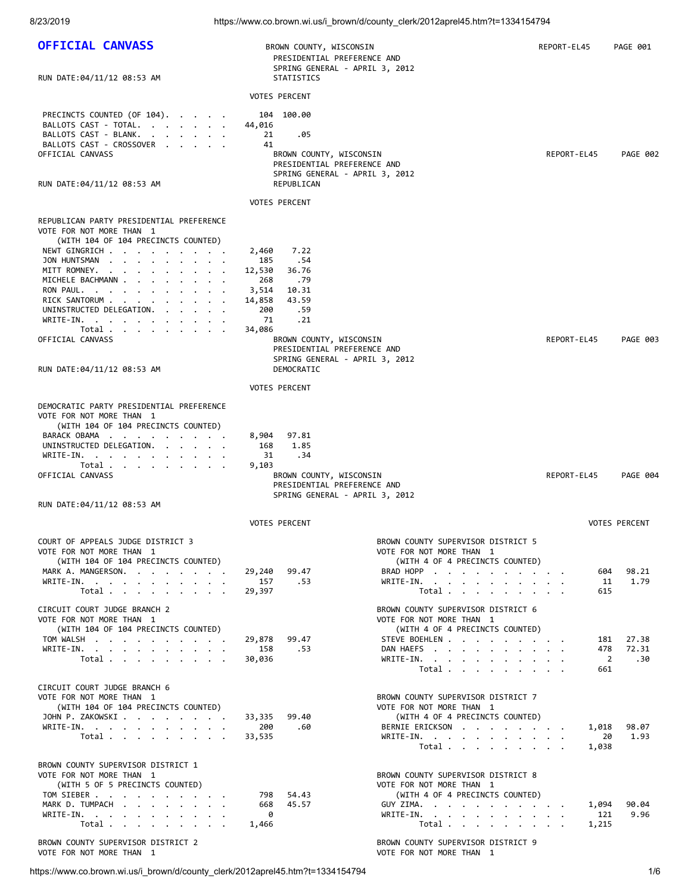# OFFICIAL CANVASS

BROWN COUNTY, WISCONSIN
PRESIDENTIAL PREFERENCE AND
SPRING GENERAL - APRIL 3, 2012
STATISTICS

REPORT-EL45 PAGE 001

RUN DATE:04/11/12 08:53 AM

| | VOTES | PERCENT |
|---|---|---|
| PRECINCTS COUNTED (OF 104) | 104 | 100.00 |
| BALLOTS CAST - TOTAL | 44,016 | |
| BALLOTS CAST - BLANK | 21 | .05 |
| BALLOTS CAST - CROSSOVER | 41 | |

OFFICIAL CANVASS

BROWN COUNTY, WISCONSIN
PRESIDENTIAL PREFERENCE AND
SPRING GENERAL - APRIL 3, 2012
REPUBLICAN

REPORT-EL45 PAGE 002

RUN DATE:04/11/12 08:53 AM

REPUBLICAN PARTY PRESIDENTIAL PREFERENCE
VOTE FOR NOT MORE THAN 1
(WITH 104 OF 104 PRECINCTS COUNTED)

| | VOTES | PERCENT |
|---|---|---|
| NEWT GINGRICH | 2,460 | 7.22 |
| JON HUNTSMAN | 185 | .54 |
| MITT ROMNEY | 12,530 | 36.76 |
| MICHELE BACHMANN | 268 | .79 |
| RON PAUL | 3,514 | 10.31 |
| RICK SANTORUM | 14,858 | 43.59 |
| UNINSTRUCTED DELEGATION | 200 | .59 |
| WRITE-IN | 71 | .21 |
| Total | 34,086 | |

OFFICIAL CANVASS

BROWN COUNTY, WISCONSIN
PRESIDENTIAL PREFERENCE AND
SPRING GENERAL - APRIL 3, 2012
DEMOCRATIC

REPORT-EL45 PAGE 003

RUN DATE:04/11/12 08:53 AM

DEMOCRATIC PARTY PRESIDENTIAL PREFERENCE
VOTE FOR NOT MORE THAN 1
(WITH 104 OF 104 PRECINCTS COUNTED)

| | VOTES | PERCENT |
|---|---|---|
| BARACK OBAMA | 8,904 | 97.81 |
| UNINSTRUCTED DELEGATION | 168 | 1.85 |
| WRITE-IN | 31 | .34 |
| Total | 9,103 | |

OFFICIAL CANVASS

BROWN COUNTY, WISCONSIN
PRESIDENTIAL PREFERENCE AND
SPRING GENERAL - APRIL 3, 2012

REPORT-EL45 PAGE 004

RUN DATE:04/11/12 08:53 AM

COURT OF APPEALS JUDGE DISTRICT 3
VOTE FOR NOT MORE THAN 1
(WITH 104 OF 104 PRECINCTS COUNTED)

| | VOTES | PERCENT |
|---|---|---|
| MARK A. MANGERSON | 29,240 | 99.47 |
| WRITE-IN | 157 | .53 |
| Total | 29,397 | |

CIRCUIT COURT JUDGE BRANCH 2
VOTE FOR NOT MORE THAN 1
(WITH 104 OF 104 PRECINCTS COUNTED)

| | VOTES | PERCENT |
|---|---|---|
| TOM WALSH | 29,878 | 99.47 |
| WRITE-IN | 158 | .53 |
| Total | 30,036 | |

CIRCUIT COURT JUDGE BRANCH 6
VOTE FOR NOT MORE THAN 1
(WITH 104 OF 104 PRECINCTS COUNTED)

| | VOTES | PERCENT |
|---|---|---|
| JOHN P. ZAKOWSKI | 33,335 | 99.40 |
| WRITE-IN | 200 | .60 |
| Total | 33,535 | |

BROWN COUNTY SUPERVISOR DISTRICT 1
VOTE FOR NOT MORE THAN 1
(WITH 5 OF 5 PRECINCTS COUNTED)

| | VOTES | PERCENT |
|---|---|---|
| TOM SIEBER | 798 | 54.43 |
| MARK D. TUMPACH | 668 | 45.57 |
| WRITE-IN | 0 | |
| Total | 1,466 | |

BROWN COUNTY SUPERVISOR DISTRICT 2
VOTE FOR NOT MORE THAN 1

BROWN COUNTY SUPERVISOR DISTRICT 5
VOTE FOR NOT MORE THAN 1
(WITH 4 OF 4 PRECINCTS COUNTED)

| | VOTES | PERCENT |
|---|---|---|
| BRAD HOPP | 604 | 98.21 |
| WRITE-IN | 11 | 1.79 |
| Total | 615 | |

BROWN COUNTY SUPERVISOR DISTRICT 6
VOTE FOR NOT MORE THAN 1
(WITH 4 OF 4 PRECINCTS COUNTED)

| | VOTES | PERCENT |
|---|---|---|
| STEVE BOEHLEN | 181 | 27.38 |
| DAN HAEFS | 478 | 72.31 |
| WRITE-IN | 2 | .30 |
| Total | 661 | |

BROWN COUNTY SUPERVISOR DISTRICT 7
VOTE FOR NOT MORE THAN 1
(WITH 4 OF 4 PRECINCTS COUNTED)

| | VOTES | PERCENT |
|---|---|---|
| BERNIE ERICKSON | 1,018 | 98.07 |
| WRITE-IN | 20 | 1.93 |
| Total | 1,038 | |

BROWN COUNTY SUPERVISOR DISTRICT 8
VOTE FOR NOT MORE THAN 1
(WITH 4 OF 4 PRECINCTS COUNTED)

| | VOTES | PERCENT |
|---|---|---|
| GUY ZIMA | 1,094 | 90.04 |
| WRITE-IN | 121 | 9.96 |
| Total | 1,215 | |

BROWN COUNTY SUPERVISOR DISTRICT 9
VOTE FOR NOT MORE THAN 1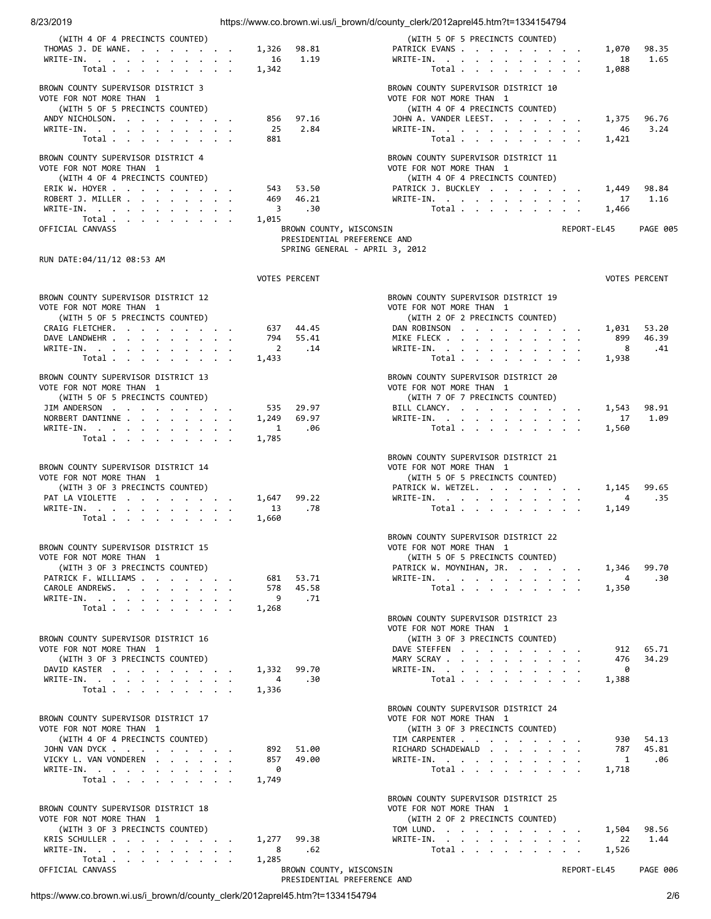(WITH 4 OF 4 PRECINCTS COUNTED)

| | VOTES | PERCENT |
|---|---|---|
| THOMAS J. DE WANE | 1,326 | 98.81 |
| WRITE-IN | 16 | 1.19 |
| Total | 1,342 | |

(WITH 5 OF 5 PRECINCTS COUNTED)

| | VOTES | PERCENT |
|---|---|---|
| PATRICK EVANS | 1,070 | 98.35 |
| WRITE-IN | 18 | 1.65 |
| Total | 1,088 | |

BROWN COUNTY SUPERVISOR DISTRICT 3
VOTE FOR NOT MORE THAN 1
(WITH 5 OF 5 PRECINCTS COUNTED)

| | VOTES | PERCENT |
|---|---|---|
| ANDY NICHOLSON | 856 | 97.16 |
| WRITE-IN | 25 | 2.84 |
| Total | 881 | |

BROWN COUNTY SUPERVISOR DISTRICT 4
VOTE FOR NOT MORE THAN 1
(WITH 4 OF 4 PRECINCTS COUNTED)

| | VOTES | PERCENT |
|---|---|---|
| ERIK W. HOYER | 543 | 53.50 |
| ROBERT J. MILLER | 469 | 46.21 |
| WRITE-IN | 3 | .30 |
| Total | 1,015 | |

BROWN COUNTY SUPERVISOR DISTRICT 10
VOTE FOR NOT MORE THAN 1
(WITH 4 OF 4 PRECINCTS COUNTED)

| | VOTES | PERCENT |
|---|---|---|
| JOHN A. VANDER LEEST | 1,375 | 96.76 |
| WRITE-IN | 46 | 3.24 |
| Total | 1,421 | |

BROWN COUNTY SUPERVISOR DISTRICT 11
VOTE FOR NOT MORE THAN 1
(WITH 4 OF 4 PRECINCTS COUNTED)

| | VOTES | PERCENT |
|---|---|---|
| PATRICK J. BUCKLEY | 1,449 | 98.84 |
| WRITE-IN | 17 | 1.16 |
| Total | 1,466 | |

OFFICIAL CANVASS — BROWN COUNTY, WISCONSIN — PRESIDENTIAL PREFERENCE AND SPRING GENERAL - APRIL 3, 2012 — REPORT-EL45 PAGE 005

RUN DATE:04/11/12 08:53 AM

BROWN COUNTY SUPERVISOR DISTRICT 12
VOTE FOR NOT MORE THAN 1
(WITH 5 OF 5 PRECINCTS COUNTED)

| | VOTES | PERCENT |
|---|---|---|
| CRAIG FLETCHER | 637 | 44.45 |
| DAVE LANDWEHR | 794 | 55.41 |
| WRITE-IN | 2 | .14 |
| Total | 1,433 | |

BROWN COUNTY SUPERVISOR DISTRICT 13
VOTE FOR NOT MORE THAN 1
(WITH 5 OF 5 PRECINCTS COUNTED)

| | VOTES | PERCENT |
|---|---|---|
| JIM ANDERSON | 535 | 29.97 |
| NORBERT DANTINNE | 1,249 | 69.97 |
| WRITE-IN | 1 | .06 |
| Total | 1,785 | |

BROWN COUNTY SUPERVISOR DISTRICT 14
VOTE FOR NOT MORE THAN 1
(WITH 3 OF 3 PRECINCTS COUNTED)

| | VOTES | PERCENT |
|---|---|---|
| PAT LA VIOLETTE | 1,647 | 99.22 |
| WRITE-IN | 13 | .78 |
| Total | 1,660 | |

BROWN COUNTY SUPERVISOR DISTRICT 15
VOTE FOR NOT MORE THAN 1
(WITH 3 OF 3 PRECINCTS COUNTED)

| | VOTES | PERCENT |
|---|---|---|
| PATRICK F. WILLIAMS | 681 | 53.71 |
| CAROLE ANDREWS | 578 | 45.58 |
| WRITE-IN | 9 | .71 |
| Total | 1,268 | |

BROWN COUNTY SUPERVISOR DISTRICT 16
VOTE FOR NOT MORE THAN 1
(WITH 3 OF 3 PRECINCTS COUNTED)

| | VOTES | PERCENT |
|---|---|---|
| DAVID KASTER | 1,332 | 99.70 |
| WRITE-IN | 4 | .30 |
| Total | 1,336 | |

BROWN COUNTY SUPERVISOR DISTRICT 17
VOTE FOR NOT MORE THAN 1
(WITH 4 OF 4 PRECINCTS COUNTED)

| | VOTES | PERCENT |
|---|---|---|
| JOHN VAN DYCK | 892 | 51.00 |
| VICKY L. VAN VONDEREN | 857 | 49.00 |
| WRITE-IN | 0 | |
| Total | 1,749 | |

BROWN COUNTY SUPERVISOR DISTRICT 18
VOTE FOR NOT MORE THAN 1
(WITH 3 OF 3 PRECINCTS COUNTED)

| | VOTES | PERCENT |
|---|---|---|
| KRIS SCHULLER | 1,277 | 99.38 |
| WRITE-IN | 8 | .62 |
| Total | 1,285 | |

BROWN COUNTY SUPERVISOR DISTRICT 19
VOTE FOR NOT MORE THAN 1
(WITH 2 OF 2 PRECINCTS COUNTED)

| | VOTES | PERCENT |
|---|---|---|
| DAN ROBINSON | 1,031 | 53.20 |
| MIKE FLECK | 899 | 46.39 |
| WRITE-IN | 8 | .41 |
| Total | 1,938 | |

BROWN COUNTY SUPERVISOR DISTRICT 20
VOTE FOR NOT MORE THAN 1
(WITH 7 OF 7 PRECINCTS COUNTED)

| | VOTES | PERCENT |
|---|---|---|
| BILL CLANCY | 1,543 | 98.91 |
| WRITE-IN | 17 | 1.09 |
| Total | 1,560 | |

BROWN COUNTY SUPERVISOR DISTRICT 21
VOTE FOR NOT MORE THAN 1
(WITH 5 OF 5 PRECINCTS COUNTED)

| | VOTES | PERCENT |
|---|---|---|
| PATRICK W. WETZEL | 1,145 | 99.65 |
| WRITE-IN | 4 | .35 |
| Total | 1,149 | |

BROWN COUNTY SUPERVISOR DISTRICT 22
VOTE FOR NOT MORE THAN 1
(WITH 5 OF 5 PRECINCTS COUNTED)

| | VOTES | PERCENT |
|---|---|---|
| PATRICK W. MOYNIHAN, JR. | 1,346 | 99.70 |
| WRITE-IN | 4 | .30 |
| Total | 1,350 | |

BROWN COUNTY SUPERVISOR DISTRICT 23
VOTE FOR NOT MORE THAN 1
(WITH 3 OF 3 PRECINCTS COUNTED)

| | VOTES | PERCENT |
|---|---|---|
| DAVE STEFFEN | 912 | 65.71 |
| MARY SCRAY | 476 | 34.29 |
| WRITE-IN | 0 | |
| Total | 1,388 | |

BROWN COUNTY SUPERVISOR DISTRICT 24
VOTE FOR NOT MORE THAN 1
(WITH 3 OF 3 PRECINCTS COUNTED)

| | VOTES | PERCENT |
|---|---|---|
| TIM CARPENTER | 930 | 54.13 |
| RICHARD SCHADEWALD | 787 | 45.81 |
| WRITE-IN | 1 | .06 |
| Total | 1,718 | |

BROWN COUNTY SUPERVISOR DISTRICT 25
VOTE FOR NOT MORE THAN 1
(WITH 2 OF 2 PRECINCTS COUNTED)

| | VOTES | PERCENT |
|---|---|---|
| TOM LUND | 1,504 | 98.56 |
| WRITE-IN | 22 | 1.44 |
| Total | 1,526 | |

OFFICIAL CANVASS — BROWN COUNTY, WISCONSIN — PRESIDENTIAL PREFERENCE AND — REPORT-EL45 PAGE 006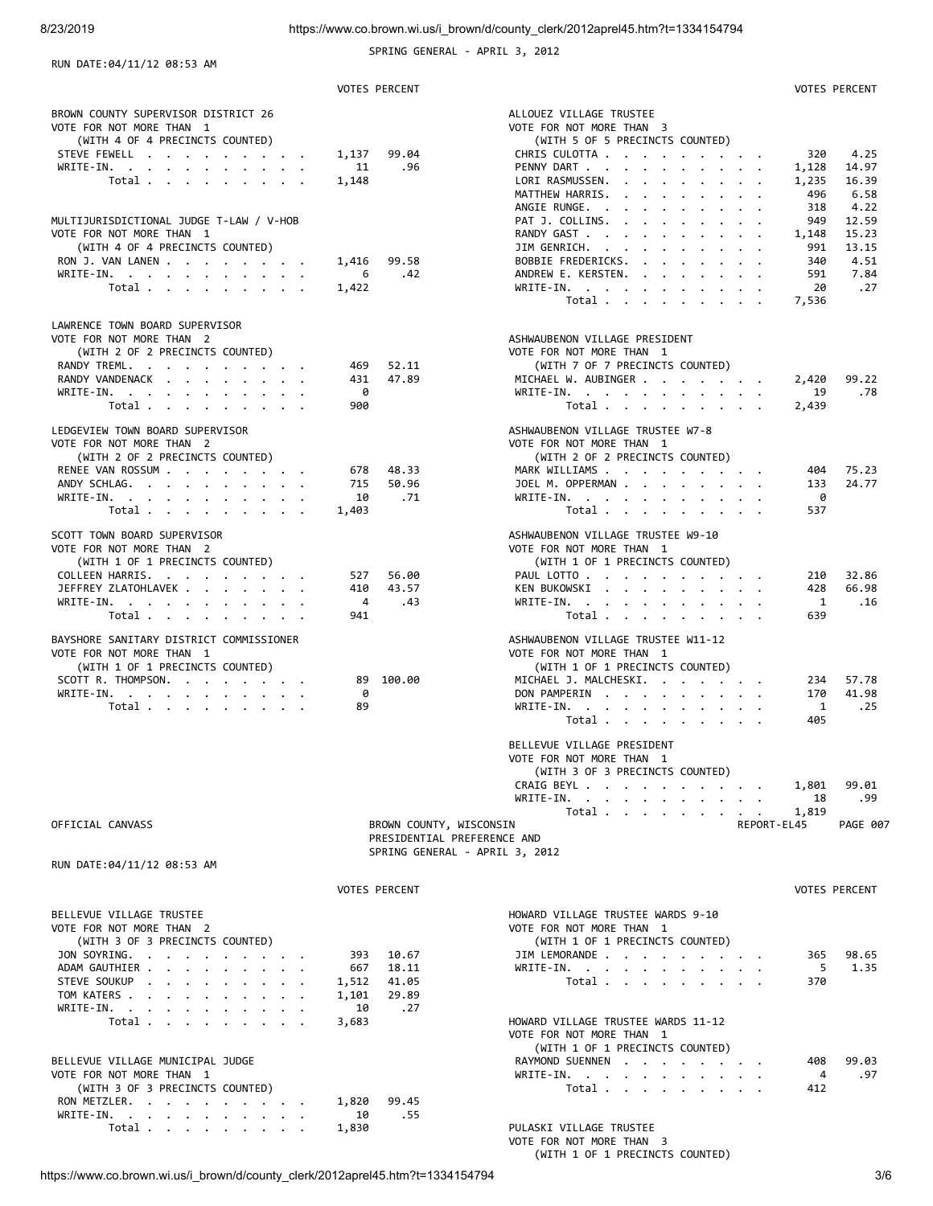SPRING GENERAL - APRIL 3, 2012

RUN DATE:04/11/12 08:53 AM

### BROWN COUNTY SUPERVISOR DISTRICT 26

VOTE FOR NOT MORE THAN 1
(WITH 4 OF 4 PRECINCTS COUNTED)

| | VOTES | PERCENT |
|---|---|---|
| STEVE FEWELL | 1,137 | 99.04 |
| WRITE-IN. | 11 | .96 |
| Total | 1,148 | |

### MULTIJURISDICTIONAL JUDGE T-LAW / V-HOB

VOTE FOR NOT MORE THAN 1
(WITH 4 OF 4 PRECINCTS COUNTED)

| | VOTES | PERCENT |
|---|---|---|
| RON J. VAN LANEN | 1,416 | 99.58 |
| WRITE-IN. | 6 | .42 |
| Total | 1,422 | |

### LAWRENCE TOWN BOARD SUPERVISOR

VOTE FOR NOT MORE THAN 2
(WITH 2 OF 2 PRECINCTS COUNTED)

| | VOTES | PERCENT |
|---|---|---|
| RANDY TREML. | 469 | 52.11 |
| RANDY VANDENACK | 431 | 47.89 |
| WRITE-IN. | 0 | |
| Total | 900 | |

### LEDGEVIEW TOWN BOARD SUPERVISOR

VOTE FOR NOT MORE THAN 2
(WITH 2 OF 2 PRECINCTS COUNTED)

| | VOTES | PERCENT |
|---|---|---|
| RENEE VAN ROSSUM | 678 | 48.33 |
| ANDY SCHLAG. | 715 | 50.96 |
| WRITE-IN. | 10 | .71 |
| Total | 1,403 | |

### SCOTT TOWN BOARD SUPERVISOR

VOTE FOR NOT MORE THAN 2
(WITH 1 OF 1 PRECINCTS COUNTED)

| | VOTES | PERCENT |
|---|---|---|
| COLLEEN HARRIS. | 527 | 56.00 |
| JEFFREY ZLATOHLAVEK | 410 | 43.57 |
| WRITE-IN. | 4 | .43 |
| Total | 941 | |

### BAYSHORE SANITARY DISTRICT COMMISSIONER

VOTE FOR NOT MORE THAN 1
(WITH 1 OF 1 PRECINCTS COUNTED)

| | VOTES | PERCENT |
|---|---|---|
| SCOTT R. THOMPSON. | 89 | 100.00 |
| WRITE-IN. | 0 | |
| Total | 89 | |

### ALLOUEZ VILLAGE TRUSTEE

VOTE FOR NOT MORE THAN 3
(WITH 5 OF 5 PRECINCTS COUNTED)

| | VOTES | PERCENT |
|---|---|---|
| CHRIS CULOTTA | 320 | 4.25 |
| PENNY DART | 1,128 | 14.97 |
| LORI RASMUSSEN. | 1,235 | 16.39 |
| MATTHEW HARRIS. | 496 | 6.58 |
| ANGIE RUNGE. | 318 | 4.22 |
| PAT J. COLLINS. | 949 | 12.59 |
| RANDY GAST | 1,148 | 15.23 |
| JIM GENRICH. | 991 | 13.15 |
| BOBBIE FREDERICKS. | 340 | 4.51 |
| ANDREW E. KERSTEN. | 591 | 7.84 |
| WRITE-IN. | 20 | .27 |
| Total | 7,536 | |

### ASHWAUBENON VILLAGE PRESIDENT

VOTE FOR NOT MORE THAN 1
(WITH 7 OF 7 PRECINCTS COUNTED)

| | VOTES | PERCENT |
|---|---|---|
| MICHAEL W. AUBINGER | 2,420 | 99.22 |
| WRITE-IN. | 19 | .78 |
| Total | 2,439 | |

### ASHWAUBENON VILLAGE TRUSTEE W7-8

VOTE FOR NOT MORE THAN 1
(WITH 2 OF 2 PRECINCTS COUNTED)

| | VOTES | PERCENT |
|---|---|---|
| MARK WILLIAMS | 404 | 75.23 |
| JOEL M. OPPERMAN | 133 | 24.77 |
| WRITE-IN. | 0 | |
| Total | 537 | |

### ASHWAUBENON VILLAGE TRUSTEE W9-10

VOTE FOR NOT MORE THAN 1
(WITH 1 OF 1 PRECINCTS COUNTED)

| | VOTES | PERCENT |
|---|---|---|
| PAUL LOTTO | 210 | 32.86 |
| KEN BUKOWSKI | 428 | 66.98 |
| WRITE-IN. | 1 | .16 |
| Total | 639 | |

### ASHWAUBENON VILLAGE TRUSTEE W11-12

VOTE FOR NOT MORE THAN 1
(WITH 1 OF 1 PRECINCTS COUNTED)

| | VOTES | PERCENT |
|---|---|---|
| MICHAEL J. MALCHESKI. | 234 | 57.78 |
| DON PAMPERIN | 170 | 41.98 |
| WRITE-IN. | 1 | .25 |
| Total | 405 | |

### BELLEVUE VILLAGE PRESIDENT

VOTE FOR NOT MORE THAN 1
(WITH 3 OF 3 PRECINCTS COUNTED)

| | VOTES | PERCENT |
|---|---|---|
| CRAIG BEYL | 1,801 | 99.01 |
| WRITE-IN. | 18 | .99 |
| Total | 1,819 | |

OFFICIAL CANVASS — BROWN COUNTY, WISCONSIN — PRESIDENTIAL PREFERENCE AND SPRING GENERAL - APRIL 3, 2012 — REPORT-EL45 PAGE 007

RUN DATE:04/11/12 08:53 AM

### BELLEVUE VILLAGE TRUSTEE

VOTE FOR NOT MORE THAN 2
(WITH 3 OF 3 PRECINCTS COUNTED)

| | VOTES | PERCENT |
|---|---|---|
| JON SOYRING. | 393 | 10.67 |
| ADAM GAUTHIER | 667 | 18.11 |
| STEVE SOUKUP | 1,512 | 41.05 |
| TOM KATERS | 1,101 | 29.89 |
| WRITE-IN. | 10 | .27 |
| Total | 3,683 | |

### BELLEVUE VILLAGE MUNICIPAL JUDGE

VOTE FOR NOT MORE THAN 1
(WITH 3 OF 3 PRECINCTS COUNTED)

| | VOTES | PERCENT |
|---|---|---|
| RON METZLER. | 1,820 | 99.45 |
| WRITE-IN. | 10 | .55 |
| Total | 1,830 | |

### HOWARD VILLAGE TRUSTEE WARDS 9-10

VOTE FOR NOT MORE THAN 1
(WITH 1 OF 1 PRECINCTS COUNTED)

| | VOTES | PERCENT |
|---|---|---|
| JIM LEMORANDE | 365 | 98.65 |
| WRITE-IN. | 5 | 1.35 |
| Total | 370 | |

### HOWARD VILLAGE TRUSTEE WARDS 11-12

VOTE FOR NOT MORE THAN 1
(WITH 1 OF 1 PRECINCTS COUNTED)

| | VOTES | PERCENT |
|---|---|---|
| RAYMOND SUENNEN | 408 | 99.03 |
| WRITE-IN. | 4 | .97 |
| Total | 412 | |

### PULASKI VILLAGE TRUSTEE

VOTE FOR NOT MORE THAN 3
(WITH 1 OF 1 PRECINCTS COUNTED)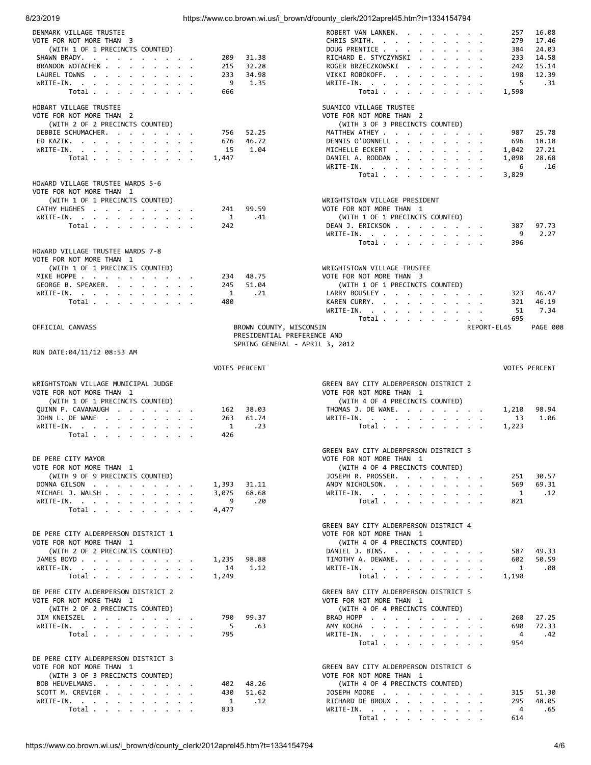DENMARK VILLAGE TRUSTEE
VOTE FOR NOT MORE THAN 3
(WITH 1 OF 1 PRECINCTS COUNTED)

| Candidate | Votes | Percent |
|---|---|---|
| SHAWN BRADY | 209 | 31.38 |
| BRANDON WOTACHEK | 215 | 32.28 |
| LAUREL TOWNS | 233 | 34.98 |
| WRITE-IN | 9 | 1.35 |
| Total | 666 | |

HOBART VILLAGE TRUSTEE
VOTE FOR NOT MORE THAN 2
(WITH 2 OF 2 PRECINCTS COUNTED)

| Candidate | Votes | Percent |
|---|---|---|
| DEBBIE SCHUMACHER | 756 | 52.25 |
| ED KAZIK | 676 | 46.72 |
| WRITE-IN | 15 | 1.04 |
| Total | 1,447 | |

HOWARD VILLAGE TRUSTEE WARDS 5-6
VOTE FOR NOT MORE THAN 1
(WITH 1 OF 1 PRECINCTS COUNTED)

| Candidate | Votes | Percent |
|---|---|---|
| CATHY HUGHES | 241 | 99.59 |
| WRITE-IN | 1 | .41 |
| Total | 242 | |

HOWARD VILLAGE TRUSTEE WARDS 7-8
VOTE FOR NOT MORE THAN 1
(WITH 1 OF 1 PRECINCTS COUNTED)

| Candidate | Votes | Percent |
|---|---|---|
| MIKE HOPPE | 234 | 48.75 |
| GEORGE B. SPEAKER | 245 | 51.04 |
| WRITE-IN | 1 | .21 |
| Total | 480 | |

| Candidate | Votes | Percent |
|---|---|---|
| ROBERT VAN LANNEN | 257 | 16.08 |
| CHRIS SMITH | 279 | 17.46 |
| DOUG PRENTICE | 384 | 24.03 |
| RICHARD E. STYCZYNSKI | 233 | 14.58 |
| ROGER BRZECZKOWSKI | 242 | 15.14 |
| VIKKI ROBOKOFF | 198 | 12.39 |
| WRITE-IN | 5 | .31 |
| Total | 1,598 | |

SUAMICO VILLAGE TRUSTEE
VOTE FOR NOT MORE THAN 2
(WITH 3 OF 3 PRECINCTS COUNTED)

| Candidate | Votes | Percent |
|---|---|---|
| MATTHEW ATHEY | 987 | 25.78 |
| DENNIS O'DONNELL | 696 | 18.18 |
| MICHELLE ECKERT | 1,042 | 27.21 |
| DANIEL A. RODDAN | 1,098 | 28.68 |
| WRITE-IN | 6 | .16 |
| Total | 3,829 | |

WRIGHTSTOWN VILLAGE PRESIDENT
VOTE FOR NOT MORE THAN 1
(WITH 1 OF 1 PRECINCTS COUNTED)

| Candidate | Votes | Percent |
|---|---|---|
| DEAN J. ERICKSON | 387 | 97.73 |
| WRITE-IN | 9 | 2.27 |
| Total | 396 | |

WRIGHTSTOWN VILLAGE TRUSTEE
VOTE FOR NOT MORE THAN 3
(WITH 1 OF 1 PRECINCTS COUNTED)

| Candidate | Votes | Percent |
|---|---|---|
| LARRY BOUSLEY | 323 | 46.47 |
| KAREN CURRY | 321 | 46.19 |
| WRITE-IN | 51 | 7.34 |
| Total | 695 | |

OFFICIAL CANVASS — BROWN COUNTY, WISCONSIN — PRESIDENTIAL PREFERENCE AND SPRING GENERAL - APRIL 3, 2012 — REPORT-EL45 PAGE 008

RUN DATE:04/11/12 08:53 AM

WRIGHTSTOWN VILLAGE MUNICIPAL JUDGE
VOTE FOR NOT MORE THAN 1
(WITH 1 OF 1 PRECINCTS COUNTED)

| Candidate | Votes | Percent |
|---|---|---|
| QUINN P. CAVANAUGH | 162 | 38.03 |
| JOHN L. DE WANE | 263 | 61.74 |
| WRITE-IN | 1 | .23 |
| Total | 426 | |

DE PERE CITY MAYOR
VOTE FOR NOT MORE THAN 1
(WITH 9 OF 9 PRECINCTS COUNTED)

| Candidate | Votes | Percent |
|---|---|---|
| DONNA GILSON | 1,393 | 31.11 |
| MICHAEL J. WALSH | 3,075 | 68.68 |
| WRITE-IN | 9 | .20 |
| Total | 4,477 | |

DE PERE CITY ALDERPERSON DISTRICT 1
VOTE FOR NOT MORE THAN 1
(WITH 2 OF 2 PRECINCTS COUNTED)

| Candidate | Votes | Percent |
|---|---|---|
| JAMES BOYD | 1,235 | 98.88 |
| WRITE-IN | 14 | 1.12 |
| Total | 1,249 | |

DE PERE CITY ALDERPERSON DISTRICT 2
VOTE FOR NOT MORE THAN 1
(WITH 2 OF 2 PRECINCTS COUNTED)

| Candidate | Votes | Percent |
|---|---|---|
| JIM KNEISZEL | 790 | 99.37 |
| WRITE-IN | 5 | .63 |
| Total | 795 | |

DE PERE CITY ALDERPERSON DISTRICT 3
VOTE FOR NOT MORE THAN 1
(WITH 3 OF 3 PRECINCTS COUNTED)

| Candidate | Votes | Percent |
|---|---|---|
| BOB HEUVELMANS | 402 | 48.26 |
| SCOTT M. CREVIER | 430 | 51.62 |
| WRITE-IN | 1 | .12 |
| Total | 833 | |

GREEN BAY CITY ALDERPERSON DISTRICT 2
VOTE FOR NOT MORE THAN 1
(WITH 4 OF 4 PRECINCTS COUNTED)

| Candidate | Votes | Percent |
|---|---|---|
| THOMAS J. DE WANE | 1,210 | 98.94 |
| WRITE-IN | 13 | 1.06 |
| Total | 1,223 | |

GREEN BAY CITY ALDERPERSON DISTRICT 3
VOTE FOR NOT MORE THAN 1
(WITH 4 OF 4 PRECINCTS COUNTED)

| Candidate | Votes | Percent |
|---|---|---|
| JOSEPH R. PROSSER | 251 | 30.57 |
| ANDY NICHOLSON | 569 | 69.31 |
| WRITE-IN | 1 | .12 |
| Total | 821 | |

GREEN BAY CITY ALDERPERSON DISTRICT 4
VOTE FOR NOT MORE THAN 1
(WITH 4 OF 4 PRECINCTS COUNTED)

| Candidate | Votes | Percent |
|---|---|---|
| DANIEL J. BINS | 587 | 49.33 |
| TIMOTHY A. DEWANE | 602 | 50.59 |
| WRITE-IN | 1 | .08 |
| Total | 1,190 | |

GREEN BAY CITY ALDERPERSON DISTRICT 5
VOTE FOR NOT MORE THAN 1
(WITH 4 OF 4 PRECINCTS COUNTED)

| Candidate | Votes | Percent |
|---|---|---|
| BRAD HOPP | 260 | 27.25 |
| AMY KOCHA | 690 | 72.33 |
| WRITE-IN | 4 | .42 |
| Total | 954 | |

GREEN BAY CITY ALDERPERSON DISTRICT 6
VOTE FOR NOT MORE THAN 1
(WITH 4 OF 4 PRECINCTS COUNTED)

| Candidate | Votes | Percent |
|---|---|---|
| JOSEPH MOORE | 315 | 51.30 |
| RICHARD DE BROUX | 295 | 48.05 |
| WRITE-IN | 4 | .65 |
| Total | 614 | |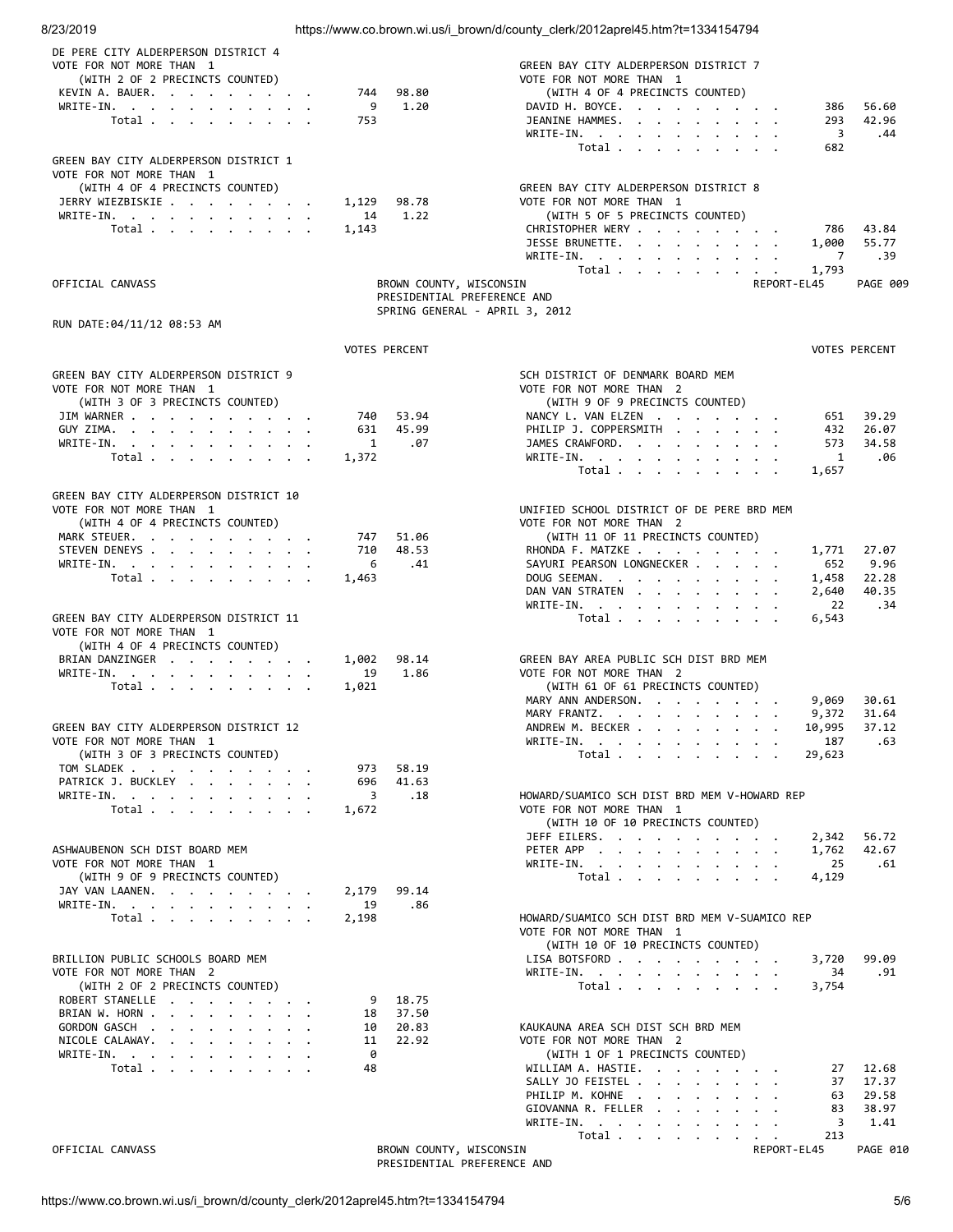### DE PERE CITY ALDERPERSON DISTRICT 4
VOTE FOR NOT MORE THAN 1
(WITH 2 OF 2 PRECINCTS COUNTED)

| Candidate | Votes | Percent |
|---|---|---|
| KEVIN A. BAUER | 744 | 98.80 |
| WRITE-IN | 9 | 1.20 |
| Total | 753 | |

### GREEN BAY CITY ALDERPERSON DISTRICT 1
VOTE FOR NOT MORE THAN 1
(WITH 4 OF 4 PRECINCTS COUNTED)

| Candidate | Votes | Percent |
|---|---|---|
| JERRY WIEZBISKIE | 1,129 | 98.78 |
| WRITE-IN | 14 | 1.22 |
| Total | 1,143 | |

### GREEN BAY CITY ALDERPERSON DISTRICT 7
VOTE FOR NOT MORE THAN 1
(WITH 4 OF 4 PRECINCTS COUNTED)

| Candidate | Votes | Percent |
|---|---|---|
| DAVID H. BOYCE | 386 | 56.60 |
| JEANINE HAMMES | 293 | 42.96 |
| WRITE-IN | 3 | .44 |
| Total | 682 | |

### GREEN BAY CITY ALDERPERSON DISTRICT 8
VOTE FOR NOT MORE THAN 1
(WITH 5 OF 5 PRECINCTS COUNTED)

| Candidate | Votes | Percent |
|---|---|---|
| CHRISTOPHER WERY | 786 | 43.84 |
| JESSE BRUNETTE | 1,000 | 55.77 |
| WRITE-IN | 7 | .39 |
| Total | 1,793 | |

OFFICIAL CANVASS — BROWN COUNTY, WISCONSIN — PRESIDENTIAL PREFERENCE AND SPRING GENERAL - APRIL 3, 2012 — REPORT-EL45 — PAGE 009

RUN DATE:04/11/12 08:53 AM

### GREEN BAY CITY ALDERPERSON DISTRICT 9
VOTE FOR NOT MORE THAN 1
(WITH 3 OF 3 PRECINCTS COUNTED)

| Candidate | Votes | Percent |
|---|---|---|
| JIM WARNER | 740 | 53.94 |
| GUY ZIMA | 631 | 45.99 |
| WRITE-IN | 1 | .07 |
| Total | 1,372 | |

### GREEN BAY CITY ALDERPERSON DISTRICT 10
VOTE FOR NOT MORE THAN 1
(WITH 4 OF 4 PRECINCTS COUNTED)

| Candidate | Votes | Percent |
|---|---|---|
| MARK STEUER | 747 | 51.06 |
| STEVEN DENEYS | 710 | 48.53 |
| WRITE-IN | 6 | .41 |
| Total | 1,463 | |

### GREEN BAY CITY ALDERPERSON DISTRICT 11
VOTE FOR NOT MORE THAN 1
(WITH 4 OF 4 PRECINCTS COUNTED)

| Candidate | Votes | Percent |
|---|---|---|
| BRIAN DANZINGER | 1,002 | 98.14 |
| WRITE-IN | 19 | 1.86 |
| Total | 1,021 | |

### GREEN BAY CITY ALDERPERSON DISTRICT 12
VOTE FOR NOT MORE THAN 1
(WITH 3 OF 3 PRECINCTS COUNTED)

| Candidate | Votes | Percent |
|---|---|---|
| TOM SLADEK | 973 | 58.19 |
| PATRICK J. BUCKLEY | 696 | 41.63 |
| WRITE-IN | 3 | .18 |
| Total | 1,672 | |

### ASHWAUBENON SCH DIST BOARD MEM
VOTE FOR NOT MORE THAN 1
(WITH 9 OF 9 PRECINCTS COUNTED)

| Candidate | Votes | Percent |
|---|---|---|
| JAY VAN LAANEN | 2,179 | 99.14 |
| WRITE-IN | 19 | .86 |
| Total | 2,198 | |

### BRILLION PUBLIC SCHOOLS BOARD MEM
VOTE FOR NOT MORE THAN 2
(WITH 2 OF 2 PRECINCTS COUNTED)

| Candidate | Votes | Percent |
|---|---|---|
| ROBERT STANELLE | 9 | 18.75 |
| BRIAN W. HORN | 18 | 37.50 |
| GORDON GASCH | 10 | 20.83 |
| NICOLE CALAWAY | 11 | 22.92 |
| WRITE-IN | 0 | |
| Total | 48 | |

### SCH DISTRICT OF DENMARK BOARD MEM
VOTE FOR NOT MORE THAN 2
(WITH 9 OF 9 PRECINCTS COUNTED)

| Candidate | Votes | Percent |
|---|---|---|
| NANCY L. VAN ELZEN | 651 | 39.29 |
| PHILIP J. COPPERSMITH | 432 | 26.07 |
| JAMES CRAWFORD | 573 | 34.58 |
| WRITE-IN | 1 | .06 |
| Total | 1,657 | |

### UNIFIED SCHOOL DISTRICT OF DE PERE BRD MEM
VOTE FOR NOT MORE THAN 2
(WITH 11 OF 11 PRECINCTS COUNTED)

| Candidate | Votes | Percent |
|---|---|---|
| RHONDA F. MATZKE | 1,771 | 27.07 |
| SAYURI PEARSON LONGNECKER | 652 | 9.96 |
| DOUG SEEMAN | 1,458 | 22.28 |
| DAN VAN STRATEN | 2,640 | 40.35 |
| WRITE-IN | 22 | .34 |
| Total | 6,543 | |

### GREEN BAY AREA PUBLIC SCH DIST BRD MEM
VOTE FOR NOT MORE THAN 2
(WITH 61 OF 61 PRECINCTS COUNTED)

| Candidate | Votes | Percent |
|---|---|---|
| MARY ANN ANDERSON | 9,069 | 30.61 |
| MARY FRANTZ | 9,372 | 31.64 |
| ANDREW M. BECKER | 10,995 | 37.12 |
| WRITE-IN | 187 | .63 |
| Total | 29,623 | |

### HOWARD/SUAMICO SCH DIST BRD MEM V-HOWARD REP
VOTE FOR NOT MORE THAN 1
(WITH 10 OF 10 PRECINCTS COUNTED)

| Candidate | Votes | Percent |
|---|---|---|
| JEFF EILERS | 2,342 | 56.72 |
| PETER APP | 1,762 | 42.67 |
| WRITE-IN | 25 | .61 |
| Total | 4,129 | |

### HOWARD/SUAMICO SCH DIST BRD MEM V-SUAMICO REP
VOTE FOR NOT MORE THAN 1
(WITH 10 OF 10 PRECINCTS COUNTED)

| Candidate | Votes | Percent |
|---|---|---|
| LISA BOTSFORD | 3,720 | 99.09 |
| WRITE-IN | 34 | .91 |
| Total | 3,754 | |

### KAUKAUNA AREA SCH DIST SCH BRD MEM
VOTE FOR NOT MORE THAN 2
(WITH 1 OF 1 PRECINCTS COUNTED)

| Candidate | Votes | Percent |
|---|---|---|
| WILLIAM A. HASTIE | 27 | 12.68 |
| SALLY JO FEISTEL | 37 | 17.37 |
| PHILIP M. KOHNE | 63 | 29.58 |
| GIOVANNA R. FELLER | 83 | 38.97 |
| WRITE-IN | 3 | 1.41 |
| Total | 213 | |

OFFICIAL CANVASS — BROWN COUNTY, WISCONSIN — PRESIDENTIAL PREFERENCE AND — REPORT-EL45 — PAGE 010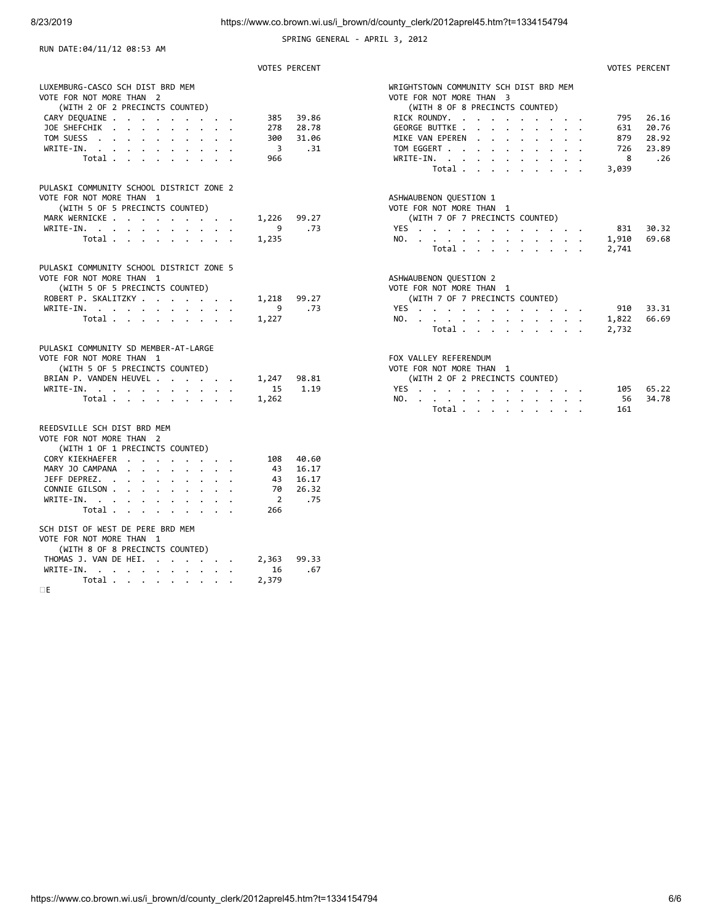RUN DATE:04/11/12 08:53 AM

SPRING GENERAL - APRIL 3, 2012

### LUXEMBURG-CASCO SCH DIST BRD MEM
VOTE FOR NOT MORE THAN 2
(WITH 2 OF 2 PRECINCTS COUNTED)

| | VOTES | PERCENT |
|---|---|---|
| CARY DEQUAINE | 385 | 39.86 |
| JOE SHEFCHIK | 278 | 28.78 |
| TOM SUESS | 300 | 31.06 |
| WRITE-IN. | 3 | .31 |
| Total | 966 | |

### PULASKI COMMUNITY SCHOOL DISTRICT ZONE 2
VOTE FOR NOT MORE THAN 1
(WITH 5 OF 5 PRECINCTS COUNTED)

| | VOTES | PERCENT |
|---|---|---|
| MARK WERNICKE | 1,226 | 99.27 |
| WRITE-IN. | 9 | .73 |
| Total | 1,235 | |

### PULASKI COMMUNITY SCHOOL DISTRICT ZONE 5
VOTE FOR NOT MORE THAN 1
(WITH 5 OF 5 PRECINCTS COUNTED)

| | VOTES | PERCENT |
|---|---|---|
| ROBERT P. SKALITZKY | 1,218 | 99.27 |
| WRITE-IN. | 9 | .73 |
| Total | 1,227 | |

### PULASKI COMMUNITY SD MEMBER-AT-LARGE
VOTE FOR NOT MORE THAN 1
(WITH 5 OF 5 PRECINCTS COUNTED)

| | VOTES | PERCENT |
|---|---|---|
| BRIAN P. VANDEN HEUVEL | 1,247 | 98.81 |
| WRITE-IN. | 15 | 1.19 |
| Total | 1,262 | |

### REEDSVILLE SCH DIST BRD MEM
VOTE FOR NOT MORE THAN 2
(WITH 1 OF 1 PRECINCTS COUNTED)

| | VOTES | PERCENT |
|---|---|---|
| CORY KIEKHAEFER | 108 | 40.60 |
| MARY JO CAMPANA | 43 | 16.17 |
| JEFF DEPREZ. | 43 | 16.17 |
| CONNIE GILSON | 70 | 26.32 |
| WRITE-IN. | 2 | .75 |
| Total | 266 | |

### SCH DIST OF WEST DE PERE BRD MEM
VOTE FOR NOT MORE THAN 1
(WITH 8 OF 8 PRECINCTS COUNTED)

| | VOTES | PERCENT |
|---|---|---|
| THOMAS J. VAN DE HEI. | 2,363 | 99.33 |
| WRITE-IN. | 16 | .67 |
| Total | 2,379 | |

### WRIGHTSTOWN COMMUNITY SCH DIST BRD MEM
VOTE FOR NOT MORE THAN 3
(WITH 8 OF 8 PRECINCTS COUNTED)

| | VOTES | PERCENT |
|---|---|---|
| RICK ROUNDY. | 795 | 26.16 |
| GEORGE BUTTKE | 631 | 20.76 |
| MIKE VAN EPEREN | 879 | 28.92 |
| TOM EGGERT | 726 | 23.89 |
| WRITE-IN. | 8 | .26 |
| Total | 3,039 | |

### ASHWAUBENON QUESTION 1
VOTE FOR NOT MORE THAN 1
(WITH 7 OF 7 PRECINCTS COUNTED)

| | VOTES | PERCENT |
|---|---|---|
| YES | 831 | 30.32 |
| NO. | 1,910 | 69.68 |
| Total | 2,741 | |

### ASHWAUBENON QUESTION 2
VOTE FOR NOT MORE THAN 1
(WITH 7 OF 7 PRECINCTS COUNTED)

| | VOTES | PERCENT |
|---|---|---|
| YES | 910 | 33.31 |
| NO. | 1,822 | 66.69 |
| Total | 2,732 | |

### FOX VALLEY REFERENDUM
VOTE FOR NOT MORE THAN 1
(WITH 2 OF 2 PRECINCTS COUNTED)

| | VOTES | PERCENT |
|---|---|---|
| YES | 105 | 65.22 |
| NO. | 56 | 34.78 |
| Total | 161 | |